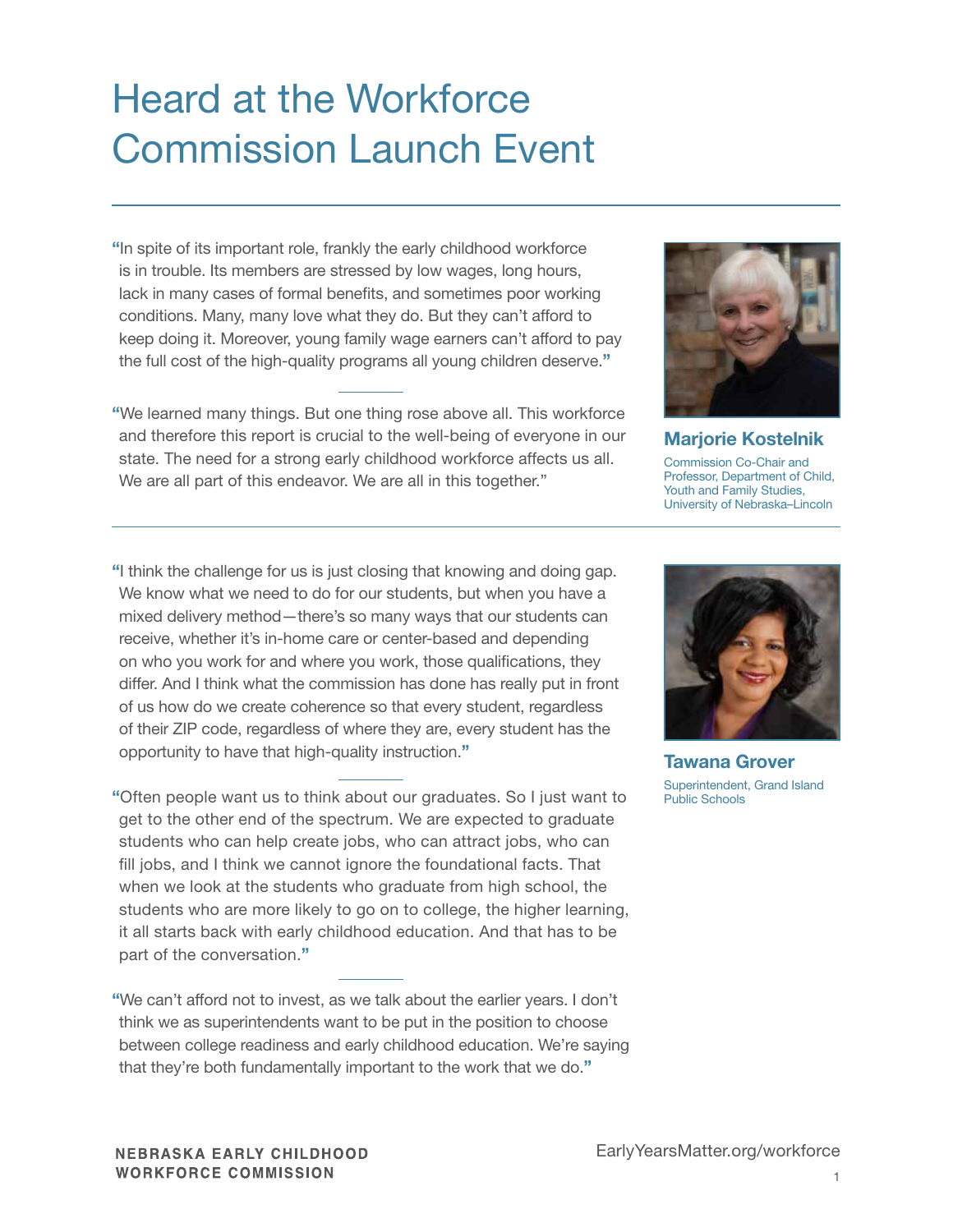# Heard at the Workforce Commission Launch Event

"In spite of its important role, frankly the early childhood workforce is in trouble. Its members are stressed by low wages, long hours, lack in many cases of formal benefits, and sometimes poor working conditions. Many, many love what they do. But they can't afford to keep doing it. Moreover, young family wage earners can't afford to pay the full cost of the high-quality programs all young children deserve."

"We learned many things. But one thing rose above all. This workforce and therefore this report is crucial to the well-being of everyone in our state. The need for a strong early childhood workforce affects us all. We are all part of this endeavor. We are all in this together."

**Marjorie Kostelnik**
Commission Co-Chair and Professor, Department of Child, Youth and Family Studies, University of Nebraska–Lincoln

---

"I think the challenge for us is just closing that knowing and doing gap. We know what we need to do for our students, but when you have a mixed delivery method—there's so many ways that our students can receive, whether it's in-home care or center-based and depending on who you work for and where you work, those qualifications, they differ. And I think what the commission has done has really put in front of us how do we create coherence so that every student, regardless of their ZIP code, regardless of where they are, every student has the opportunity to have that high-quality instruction."

"Often people want us to think about our graduates. So I just want to get to the other end of the spectrum. We are expected to graduate students who can help create jobs, who can attract jobs, who can fill jobs, and I think we cannot ignore the foundational facts. That when we look at the students who graduate from high school, the students who are more likely to go on to college, the higher learning, it all starts back with early childhood education. And that has to be part of the conversation."

"We can't afford not to invest, as we talk about the earlier years. I don't think we as superintendents want to be put in the position to choose between college readiness and early childhood education. We're saying that they're both fundamentally important to the work that we do."

**Tawana Grover**
Superintendent, Grand Island Public Schools

NEBRASKA EARLY CHILDHOOD WORKFORCE COMMISSION

EarlyYearsMatter.org/workforce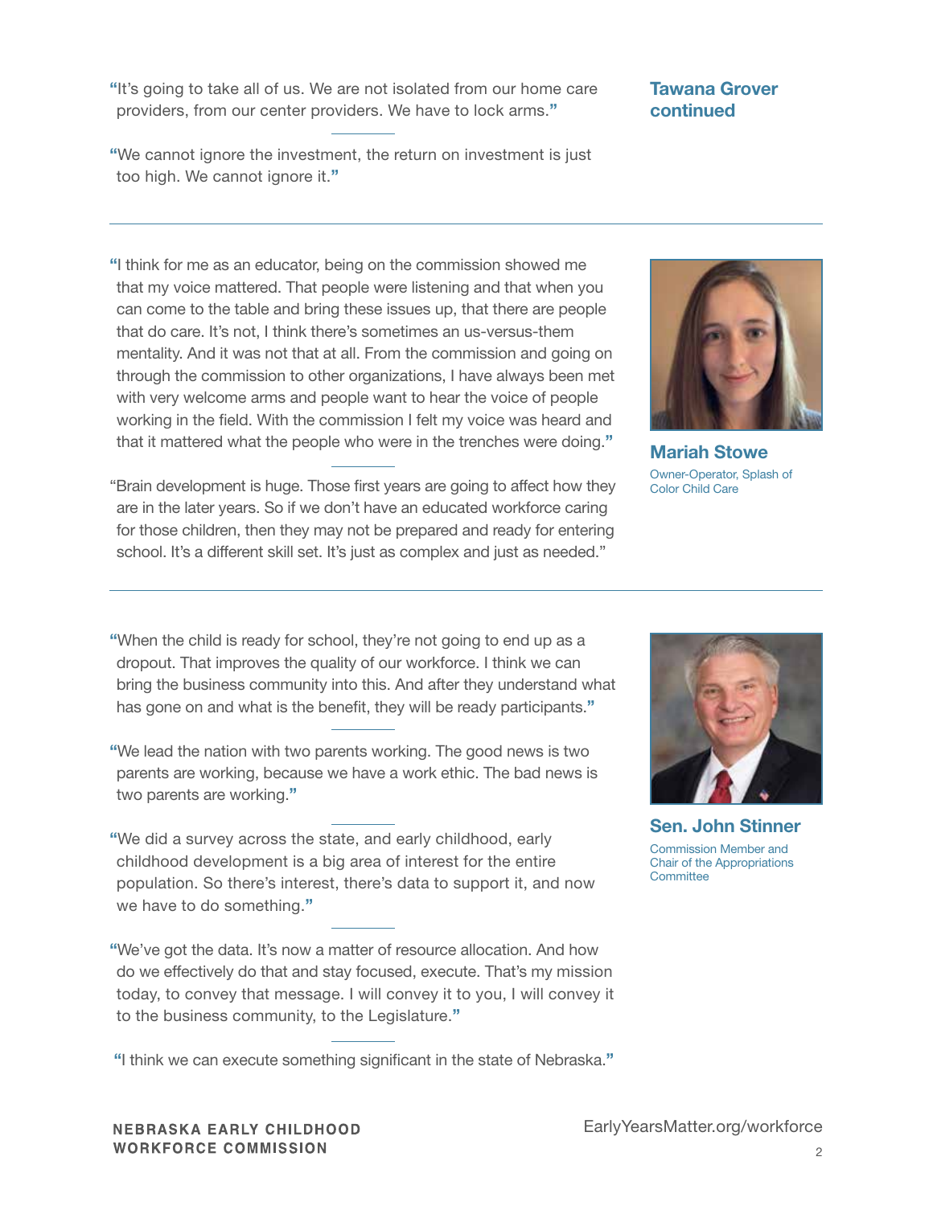## Tawana Grover continued

"It's going to take all of us. We are not isolated from our home care providers, from our center providers. We have to lock arms."

"We cannot ignore the investment, the return on investment is just too high. We cannot ignore it."

---

## Mariah Stowe

Owner-Operator, Splash of Color Child Care

"I think for me as an educator, being on the commission showed me that my voice mattered. That people were listening and that when you can come to the table and bring these issues up, that there are people that do care. It's not, I think there's sometimes an us-versus-them mentality. And it was not that at all. From the commission and going on through the commission to other organizations, I have always been met with very welcome arms and people want to hear the voice of people working in the field. With the commission I felt my voice was heard and that it mattered what the people who were in the trenches were doing."

"Brain development is huge. Those first years are going to affect how they are in the later years. So if we don't have an educated workforce caring for those children, then they may not be prepared and ready for entering school. It's a different skill set. It's just as complex and just as needed."

---

## Sen. John Stinner

Commission Member and Chair of the Appropriations Committee

"When the child is ready for school, they're not going to end up as a dropout. That improves the quality of our workforce. I think we can bring the business community into this. And after they understand what has gone on and what is the benefit, they will be ready participants."

"We lead the nation with two parents working. The good news is two parents are working, because we have a work ethic. The bad news is two parents are working."

"We did a survey across the state, and early childhood, early childhood development is a big area of interest for the entire population. So there's interest, there's data to support it, and now we have to do something."

"We've got the data. It's now a matter of resource allocation. And how do we effectively do that and stay focused, execute. That's my mission today, to convey that message. I will convey it to you, I will convey it to the business community, to the Legislature."

"I think we can execute something significant in the state of Nebraska."

NEBRASKA EARLY CHILDHOOD WORKFORCE COMMISSION

EarlyYearsMatter.org/workforce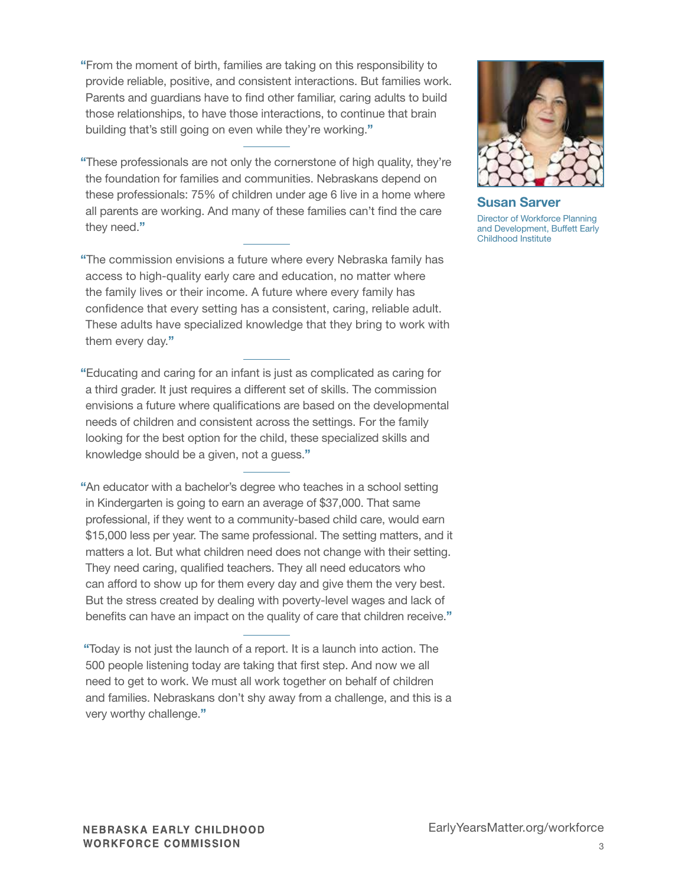**Susan Sarver**

Director of Workforce Planning and Development, Buffett Early Childhood Institute

"From the moment of birth, families are taking on this responsibility to provide reliable, positive, and consistent interactions. But families work. Parents and guardians have to find other familiar, caring adults to build those relationships, to have those interactions, to continue that brain building that's still going on even while they're working."

---

"These professionals are not only the cornerstone of high quality, they're the foundation for families and communities. Nebraskans depend on these professionals: 75% of children under age 6 live in a home where all parents are working. And many of these families can't find the care they need."

---

"The commission envisions a future where every Nebraska family has access to high-quality early care and education, no matter where the family lives or their income. A future where every family has confidence that every setting has a consistent, caring, reliable adult. These adults have specialized knowledge that they bring to work with them every day."

---

"Educating and caring for an infant is just as complicated as caring for a third grader. It just requires a different set of skills. The commission envisions a future where qualifications are based on the developmental needs of children and consistent across the settings. For the family looking for the best option for the child, these specialized skills and knowledge should be a given, not a guess."

---

"An educator with a bachelor's degree who teaches in a school setting in Kindergarten is going to earn an average of $37,000. That same professional, if they went to a community-based child care, would earn $15,000 less per year. The same professional. The setting matters, and it matters a lot. But what children need does not change with their setting. They need caring, qualified teachers. They all need educators who can afford to show up for them every day and give them the very best. But the stress created by dealing with poverty-level wages and lack of benefits can have an impact on the quality of care that children receive."

---

"Today is not just the launch of a report. It is a launch into action. The 500 people listening today are taking that first step. And now we all need to get to work. We must all work together on behalf of children and families. Nebraskans don't shy away from a challenge, and this is a very worthy challenge."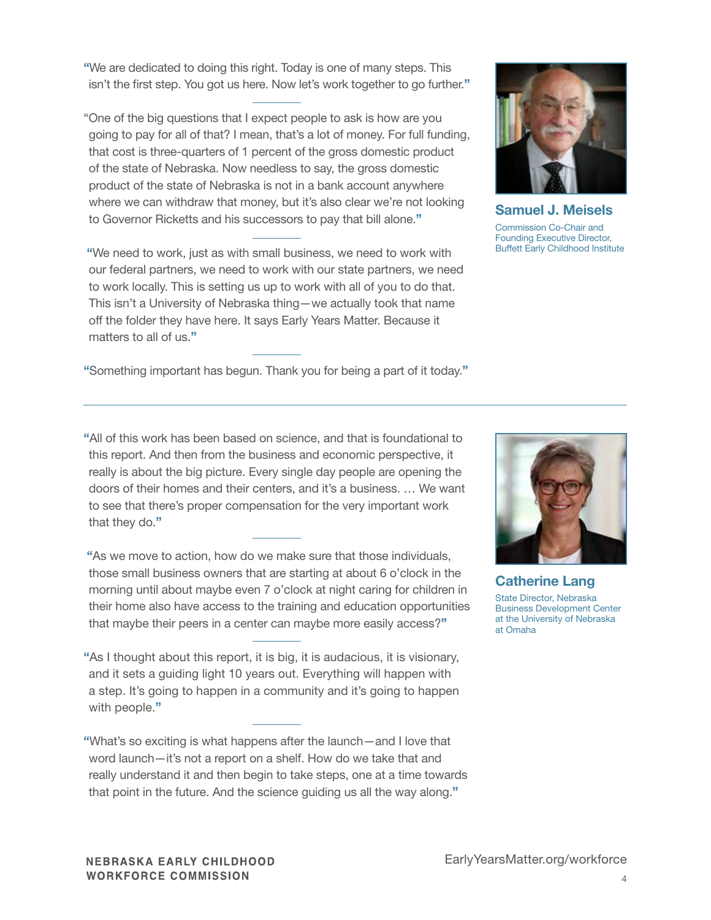"We are dedicated to doing this right. Today is one of many steps. This isn't the first step. You got us here. Now let's work together to go further."

"One of the big questions that I expect people to ask is how are you going to pay for all of that? I mean, that's a lot of money. For full funding, that cost is three-quarters of 1 percent of the gross domestic product of the state of Nebraska. Now needless to say, the gross domestic product of the state of Nebraska is not in a bank account anywhere where we can withdraw that money, but it's also clear we're not looking to Governor Ricketts and his successors to pay that bill alone."

"We need to work, just as with small business, we need to work with our federal partners, we need to work with our state partners, we need to work locally. This is setting us up to work with all of you to do that. This isn't a University of Nebraska thing—we actually took that name off the folder they have here. It says Early Years Matter. Because it matters to all of us."

"Something important has begun. Thank you for being a part of it today."

**Samuel J. Meisels**

Commission Co-Chair and Founding Executive Director, Buffett Early Childhood Institute

---

"All of this work has been based on science, and that is foundational to this report. And then from the business and economic perspective, it really is about the big picture. Every single day people are opening the doors of their homes and their centers, and it's a business. … We want to see that there's proper compensation for the very important work that they do."

"As we move to action, how do we make sure that those individuals, those small business owners that are starting at about 6 o'clock in the morning until about maybe even 7 o'clock at night caring for children in their home also have access to the training and education opportunities that maybe their peers in a center can maybe more easily access?"

"As I thought about this report, it is big, it is audacious, it is visionary, and it sets a guiding light 10 years out. Everything will happen with a step. It's going to happen in a community and it's going to happen with people."

"What's so exciting is what happens after the launch—and I love that word launch—it's not a report on a shelf. How do we take that and really understand it and then begin to take steps, one at a time towards that point in the future. And the science guiding us all the way along."

**Catherine Lang**

State Director, Nebraska Business Development Center at the University of Nebraska at Omaha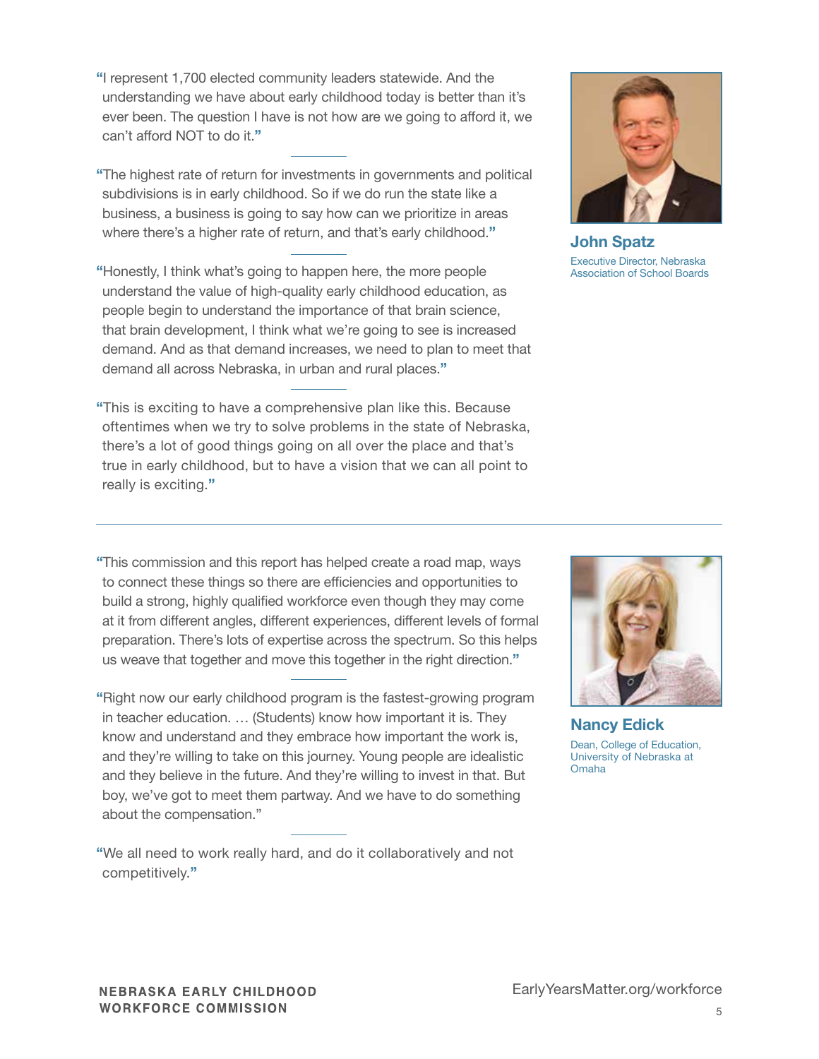"I represent 1,700 elected community leaders statewide. And the understanding we have about early childhood today is better than it's ever been. The question I have is not how are we going to afford it, we can't afford NOT to do it."

"The highest rate of return for investments in governments and political subdivisions is in early childhood. So if we do run the state like a business, a business is going to say how can we prioritize in areas where there's a higher rate of return, and that's early childhood."

"Honestly, I think what's going to happen here, the more people understand the value of high-quality early childhood education, as people begin to understand the importance of that brain science, that brain development, I think what we're going to see is increased demand. And as that demand increases, we need to plan to meet that demand all across Nebraska, in urban and rural places."

"This is exciting to have a comprehensive plan like this. Because oftentimes when we try to solve problems in the state of Nebraska, there's a lot of good things going on all over the place and that's true in early childhood, but to have a vision that we can all point to really is exciting."

**John Spatz**
Executive Director, Nebraska Association of School Boards

---

"This commission and this report has helped create a road map, ways to connect these things so there are efficiencies and opportunities to build a strong, highly qualified workforce even though they may come at it from different angles, different experiences, different levels of formal preparation. There's lots of expertise across the spectrum. So this helps us weave that together and move this together in the right direction."

"Right now our early childhood program is the fastest-growing program in teacher education. … (Students) know how important it is. They know and understand and they embrace how important the work is, and they're willing to take on this journey. Young people are idealistic and they believe in the future. And they're willing to invest in that. But boy, we've got to meet them partway. And we have to do something about the compensation."

"We all need to work really hard, and do it collaboratively and not competitively."

**Nancy Edick**
Dean, College of Education, University of Nebraska at Omaha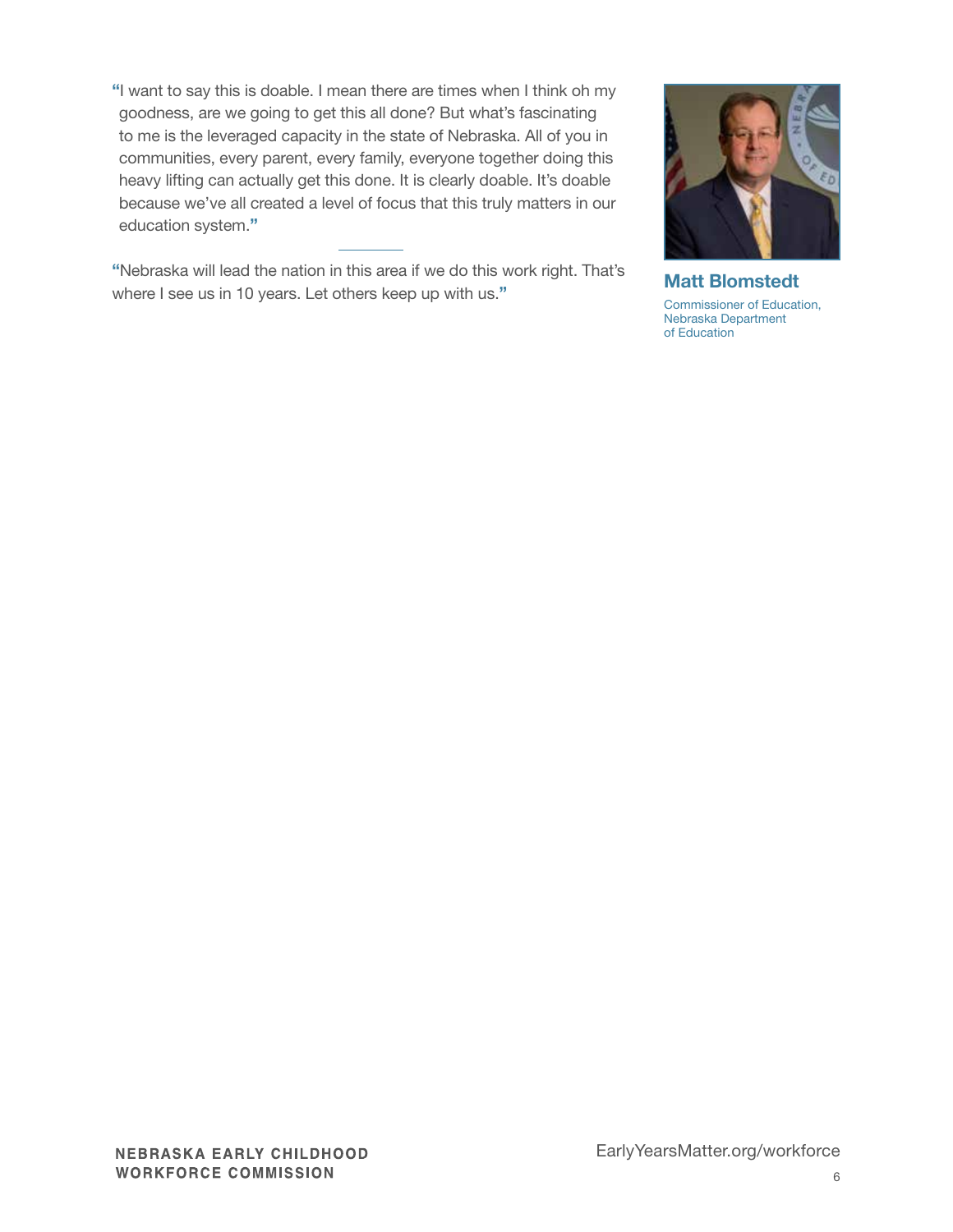"I want to say this is doable. I mean there are times when I think oh my goodness, are we going to get this all done? But what's fascinating to me is the leveraged capacity in the state of Nebraska. All of you in communities, every parent, every family, everyone together doing this heavy lifting can actually get this done. It is clearly doable. It's doable because we've all created a level of focus that this truly matters in our education system."

---

"Nebraska will lead the nation in this area if we do this work right. That's where I see us in 10 years. Let others keep up with us."

**Matt Blomstedt**

Commissioner of Education, Nebraska Department of Education